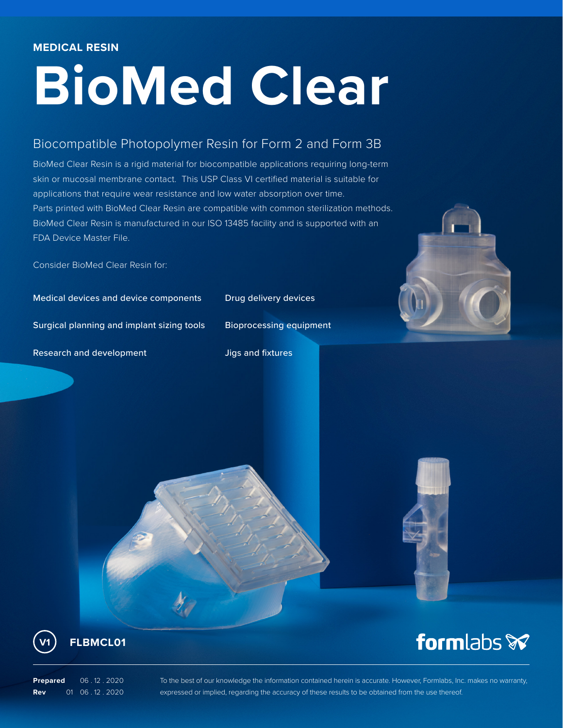MEDICAL RESIN

# BioMed Clear

## Biocompatible Photopolymer Resin for Form 2 and Form 3B

BioMed Clear Resin is a rigid material for biocompatible applications requiring long-term skin or mucosal membrane contact. This USP Class VI certified material is suitable for applications that require wear resistance and low water absorption over time. Parts printed with BioMed Clear Resin are compatible with common sterilization methods. BioMed Clear Resin is manufactured in our ISO 13485 facility and is supported with an FDA Device Master File.

Consider BioMed Clear Resin for:

- Medical devices and device components
- Surgical planning and implant sizing tools
- Research and development
- Drug delivery devices
- Bioprocessing equipment
- Jigs and fixtures

V1 **FLBMCL01**

formlabs

**Prepared** 06 . 12 . 2020
**Rev** 01 06 . 12 . 2020

To the best of our knowledge the information contained herein is accurate. However, Formlabs, Inc. makes no warranty, expressed or implied, regarding the accuracy of these results to be obtained from the use thereof.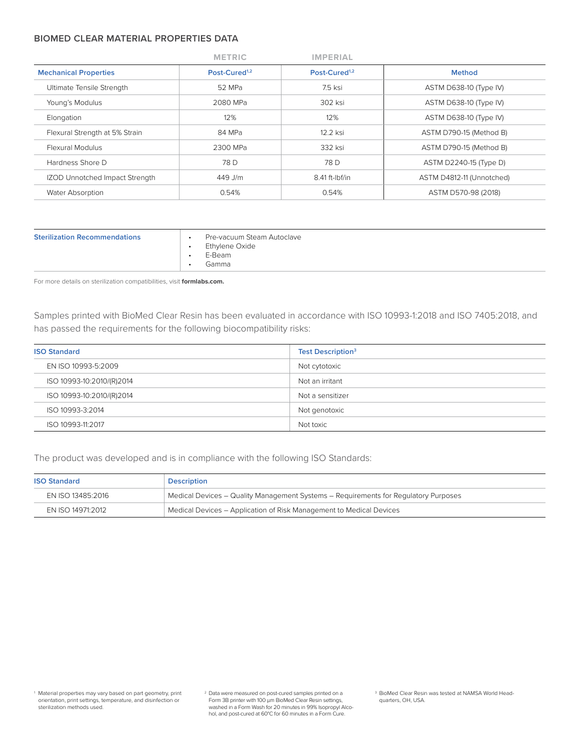## BIOMED CLEAR MATERIAL PROPERTIES DATA

| | METRIC | IMPERIAL | |
|---|---|---|---|
| **Mechanical Properties** | **Post-Cured[1,2]** | **Post-Cured[1,2]** | **Method** |
| Ultimate Tensile Strength | 52 MPa | 7.5 ksi | ASTM D638-10 (Type IV) |
| Young's Modulus | 2080 MPa | 302 ksi | ASTM D638-10 (Type IV) |
| Elongation | 12% | 12% | ASTM D638-10 (Type IV) |
| Flexural Strength at 5% Strain | 84 MPa | 12.2 ksi | ASTM D790-15 (Method B) |
| Flexural Modulus | 2300 MPa | 332 ksi | ASTM D790-15 (Method B) |
| Hardness Shore D | 78 D | 78 D | ASTM D2240-15 (Type D) |
| IZOD Unnotched Impact Strength | 449 J/m | 8.41 ft-lbf/in | ASTM D4812-11 (Unnotched) |
| Water Absorption | 0.54% | 0.54% | ASTM D570-98 (2018) |

**Sterilization Recommendations**

- Pre-vacuum Steam Autoclave
- Ethylene Oxide
- E-Beam
- Gamma

For more details on sterilization compatibilities, visit **formlabs.com.**

Samples printed with BioMed Clear Resin has been evaluated in accordance with ISO 10993-1:2018 and ISO 7405:2018, and has passed the requirements for the following biocompatibility risks:

| ISO Standard | Test Description[3] |
|---|---|
| EN ISO 10993-5:2009 | Not cytotoxic |
| ISO 10993-10:2010/(R)2014 | Not an irritant |
| ISO 10993-10:2010/(R)2014 | Not a sensitizer |
| ISO 10993-3:2014 | Not genotoxic |
| ISO 10993-11:2017 | Not toxic |

The product was developed and is in compliance with the following ISO Standards:

| ISO Standard | Description |
|---|---|
| EN ISO 13485:2016 | Medical Devices – Quality Management Systems – Requirements for Regulatory Purposes |
| EN ISO 14971:2012 | Medical Devices – Application of Risk Management to Medical Devices |

[1] Material properties may vary based on part geometry, print orientation, print settings, temperature, and disinfection or sterilization methods used.

[2] Data were measured on post-cured samples printed on a Form 3B printer with 100 µm BioMed Clear Resin settings, washed in a Form Wash for 20 minutes in 99% Isopropyl Alcohol, and post-cured at 60°C for 60 minutes in a Form Cure.

[3] BioMed Clear Resin was tested at NAMSA World Headquarters, OH, USA.